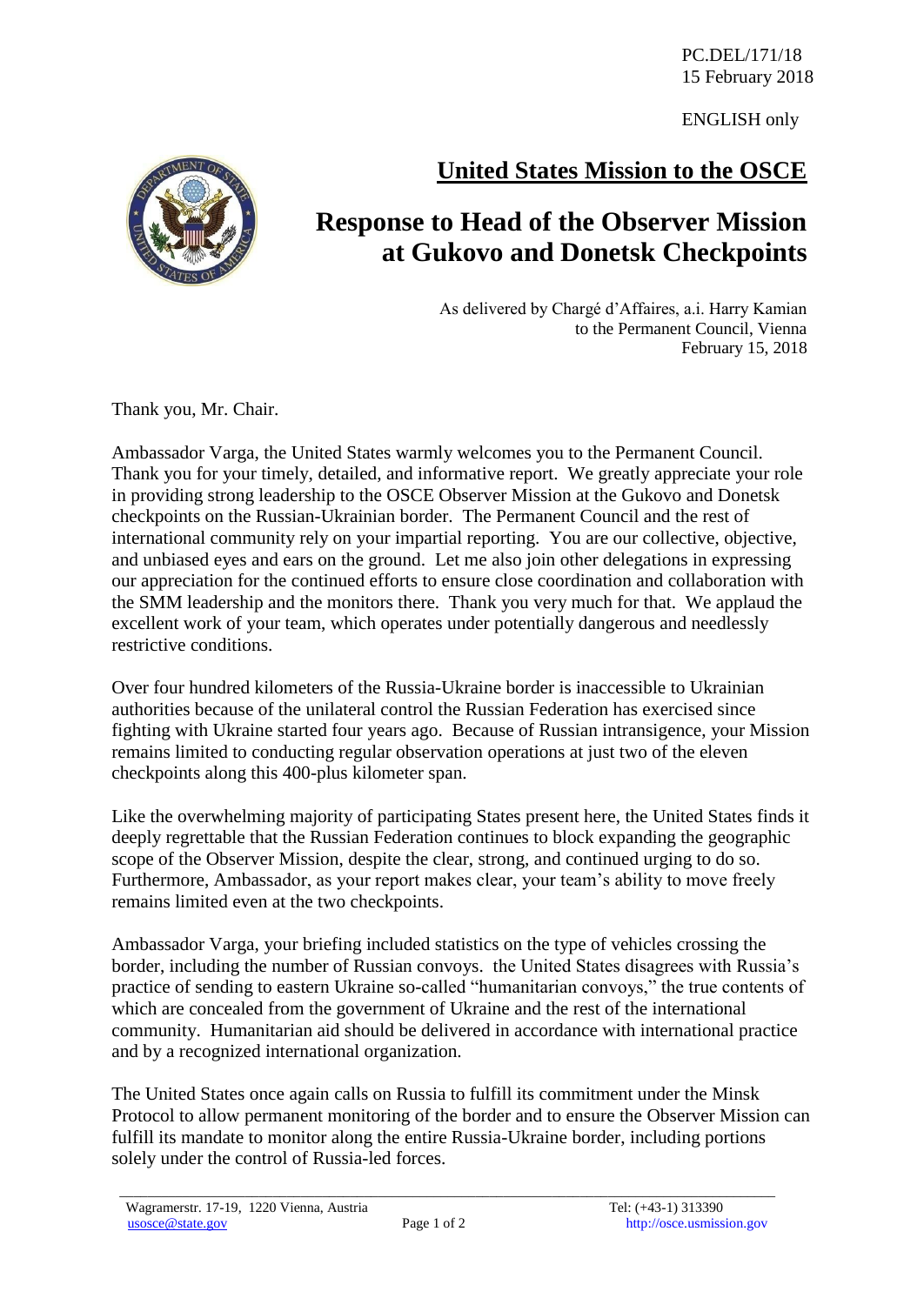PC.DEL/171/18
15 February 2018

ENGLISH only

# United States Mission to the OSCE

## Response to Head of the Observer Mission at Gukovo and Donetsk Checkpoints

As delivered by Chargé d'Affaires, a.i. Harry Kamian
to the Permanent Council, Vienna
February 15, 2018

Thank you, Mr. Chair.

Ambassador Varga, the United States warmly welcomes you to the Permanent Council. Thank you for your timely, detailed, and informative report. We greatly appreciate your role in providing strong leadership to the OSCE Observer Mission at the Gukovo and Donetsk checkpoints on the Russian-Ukrainian border. The Permanent Council and the rest of international community rely on your impartial reporting. You are our collective, objective, and unbiased eyes and ears on the ground. Let me also join other delegations in expressing our appreciation for the continued efforts to ensure close coordination and collaboration with the SMM leadership and the monitors there. Thank you very much for that. We applaud the excellent work of your team, which operates under potentially dangerous and needlessly restrictive conditions.

Over four hundred kilometers of the Russia-Ukraine border is inaccessible to Ukrainian authorities because of the unilateral control the Russian Federation has exercised since fighting with Ukraine started four years ago. Because of Russian intransigence, your Mission remains limited to conducting regular observation operations at just two of the eleven checkpoints along this 400-plus kilometer span.

Like the overwhelming majority of participating States present here, the United States finds it deeply regrettable that the Russian Federation continues to block expanding the geographic scope of the Observer Mission, despite the clear, strong, and continued urging to do so. Furthermore, Ambassador, as your report makes clear, your team's ability to move freely remains limited even at the two checkpoints.

Ambassador Varga, your briefing included statistics on the type of vehicles crossing the border, including the number of Russian convoys. the United States disagrees with Russia's practice of sending to eastern Ukraine so-called "humanitarian convoys," the true contents of which are concealed from the government of Ukraine and the rest of the international community. Humanitarian aid should be delivered in accordance with international practice and by a recognized international organization.

The United States once again calls on Russia to fulfill its commitment under the Minsk Protocol to allow permanent monitoring of the border and to ensure the Observer Mission can fulfill its mandate to monitor along the entire Russia-Ukraine border, including portions solely under the control of Russia-led forces.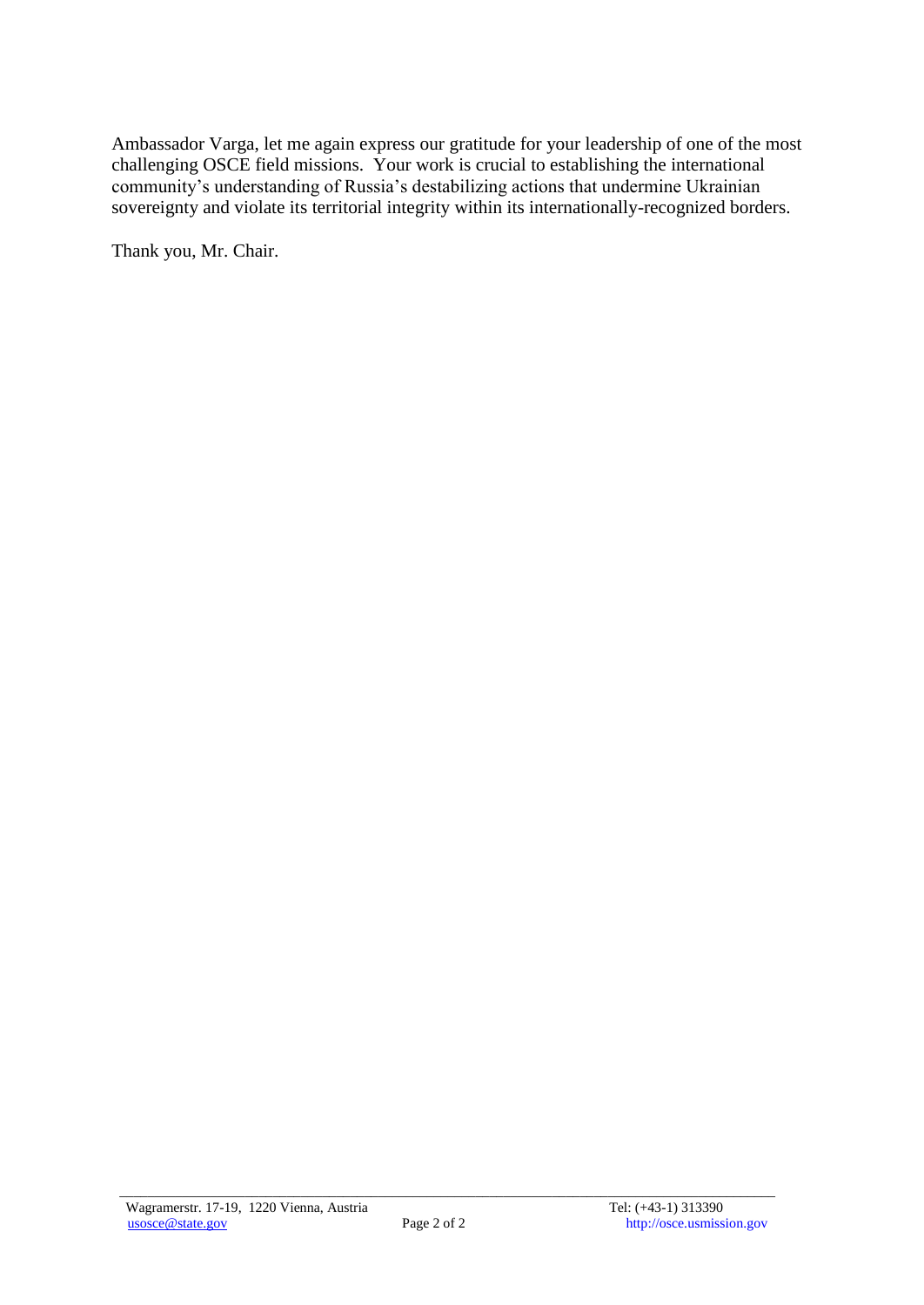Ambassador Varga, let me again express our gratitude for your leadership of one of the most challenging OSCE field missions. Your work is crucial to establishing the international community's understanding of Russia's destabilizing actions that undermine Ukrainian sovereignty and violate its territorial integrity within its internationally-recognized borders.

Thank you, Mr. Chair.